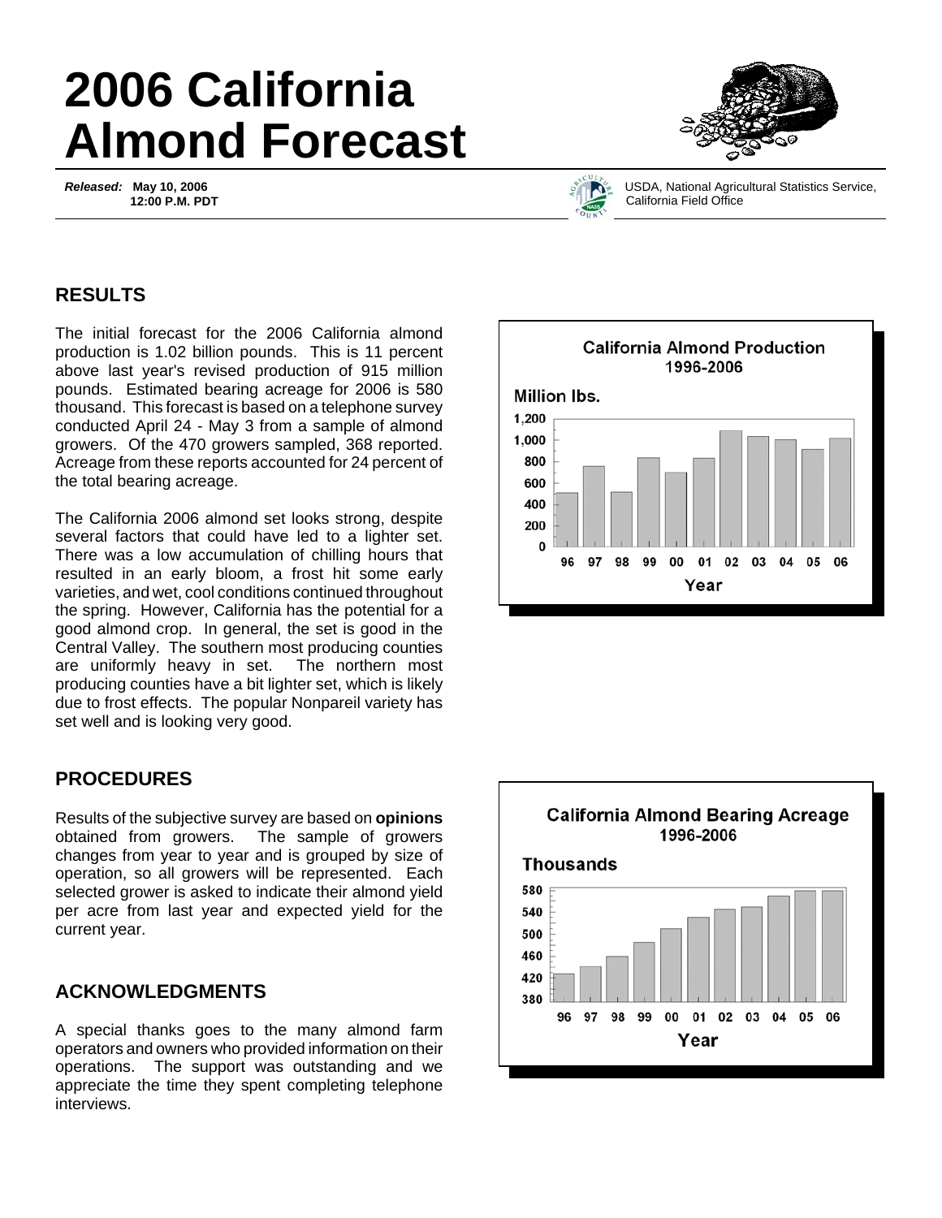# 2006 California Almond Forecast

***Released:*** **May 10, 2006**
**12:00 P.M. PDT**

USDA, National Agricultural Statistics Service, California Field Office

## RESULTS

The initial forecast for the 2006 California almond production is 1.02 billion pounds. This is 11 percent above last year's revised production of 915 million pounds. Estimated bearing acreage for 2006 is 580 thousand. This forecast is based on a telephone survey conducted April 24 - May 3 from a sample of almond growers. Of the 470 growers sampled, 368 reported. Acreage from these reports accounted for 24 percent of the total bearing acreage.

The California 2006 almond set looks strong, despite several factors that could have led to a lighter set. There was a low accumulation of chilling hours that resulted in an early bloom, a frost hit some early varieties, and wet, cool conditions continued throughout the spring. However, California has the potential for a good almond crop. In general, the set is good in the Central Valley. The southern most producing counties are uniformly heavy in set. The northern most producing counties have a bit lighter set, which is likely due to frost effects. The popular Nonpareil variety has set well and is looking very good.

**California Almond Production 1996-2006**

**California Almond Bearing Acreage 1996-2006**

## PROCEDURES

Results of the subjective survey are based on **opinions** obtained from growers. The sample of growers changes from year to year and is grouped by size of operation, so all growers will be represented. Each selected grower is asked to indicate their almond yield per acre from last year and expected yield for the current year.

## ACKNOWLEDGMENTS

A special thanks goes to the many almond farm operators and owners who provided information on their operations. The support was outstanding and we appreciate the time they spent completing telephone interviews.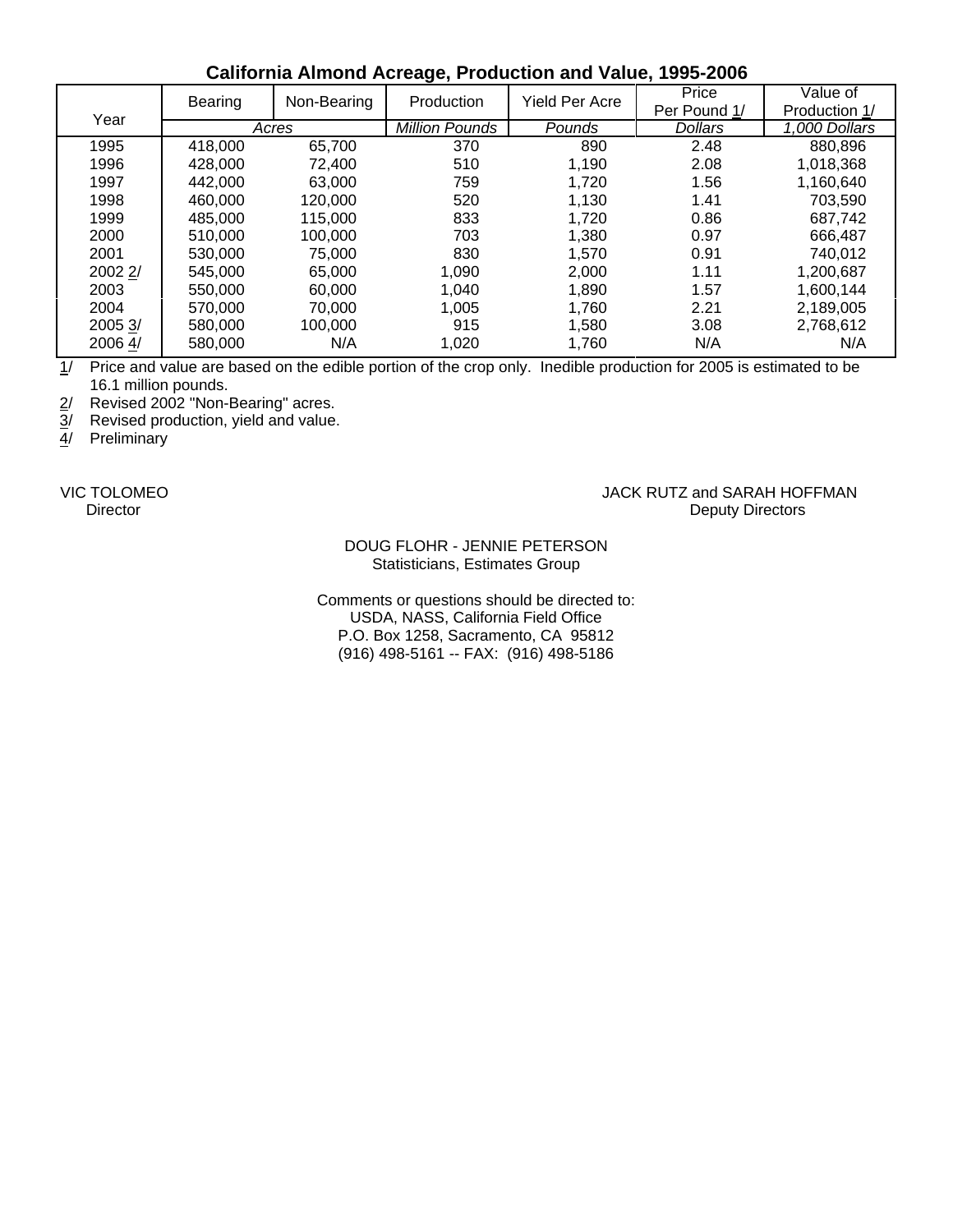## California Almond Acreage, Production and Value, 1995-2006

| Year | Bearing | Non-Bearing | Production | Yield Per Acre | Price Per Pound 1/ | Value of Production 1/ |
|---|---|---|---|---|---|---|
| | *Acres* | | *Million Pounds* | *Pounds* | *Dollars* | *1,000 Dollars* |
| 1995 | 418,000 | 65,700 | 370 | 890 | 2.48 | 880,896 |
| 1996 | 428,000 | 72,400 | 510 | 1,190 | 2.08 | 1,018,368 |
| 1997 | 442,000 | 63,000 | 759 | 1,720 | 1.56 | 1,160,640 |
| 1998 | 460,000 | 120,000 | 520 | 1,130 | 1.41 | 703,590 |
| 1999 | 485,000 | 115,000 | 833 | 1,720 | 0.86 | 687,742 |
| 2000 | 510,000 | 100,000 | 703 | 1,380 | 0.97 | 666,487 |
| 2001 | 530,000 | 75,000 | 830 | 1,570 | 0.91 | 740,012 |
| 2002 2/ | 545,000 | 65,000 | 1,090 | 2,000 | 1.11 | 1,200,687 |
| 2003 | 550,000 | 60,000 | 1,040 | 1,890 | 1.57 | 1,600,144 |
| 2004 | 570,000 | 70,000 | 1,005 | 1,760 | 2.21 | 2,189,005 |
| 2005 3/ | 580,000 | 100,000 | 915 | 1,580 | 3.08 | 2,768,612 |
| 2006 4/ | 580,000 | N/A | 1,020 | 1,760 | N/A | N/A |

1/ Price and value are based on the edible portion of the crop only. Inedible production for 2005 is estimated to be 16.1 million pounds.

2/ Revised 2002 "Non-Bearing" acres.

3/ Revised production, yield and value.

4/ Preliminary

VIC TOLOMEO
Director

JACK RUTZ and SARAH HOFFMAN
Deputy Directors

DOUG FLOHR - JENNIE PETERSON
Statisticians, Estimates Group

Comments or questions should be directed to:
USDA, NASS, California Field Office
P.O. Box 1258, Sacramento, CA 95812
(916) 498-5161 -- FAX: (916) 498-5186